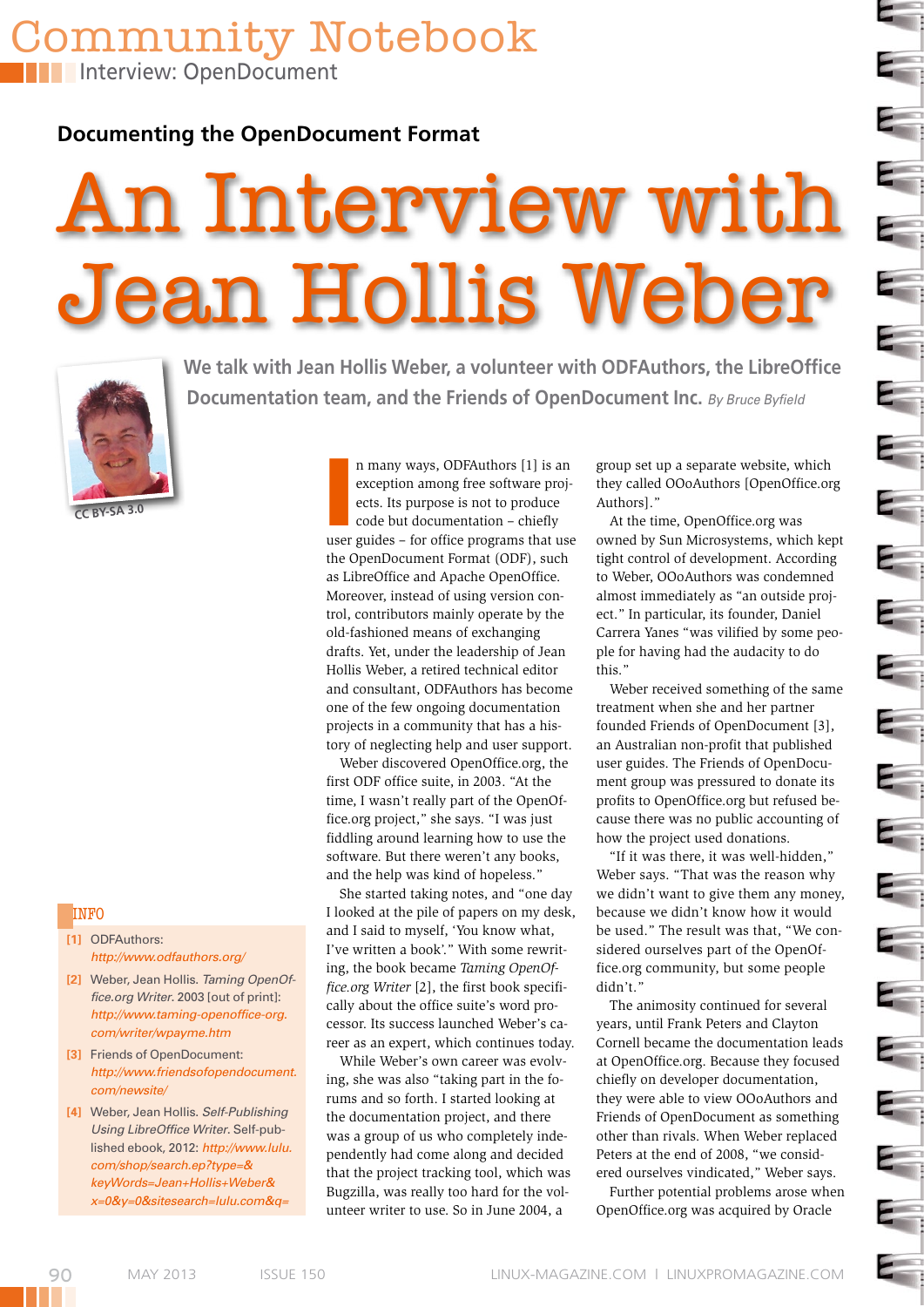Community Notebook
Interview: OpenDocument

### Documenting the OpenDocument Format

# An Interview with Jean Hollis Weber

CC BY-SA 3.0

**We talk with Jean Hollis Weber, a volunteer with ODFAuthors, the LibreOffice Documentation team, and the Friends of OpenDocument Inc.** *By Bruce Byfield*

In many ways, ODFAuthors [1] is an exception among free software projects. Its purpose is not to produce code but documentation – chiefly user guides – for office programs that use the OpenDocument Format (ODF), such as LibreOffice and Apache OpenOffice. Moreover, instead of using version control, contributors mainly operate by the old-fashioned means of exchanging drafts. Yet, under the leadership of Jean Hollis Weber, a retired technical editor and consultant, ODFAuthors has become one of the few ongoing documentation projects in a community that has a history of neglecting help and user support.

Weber discovered OpenOffice.org, the first ODF office suite, in 2003. "At the time, I wasn't really part of the OpenOffice.org project," she says. "I was just fiddling around learning how to use the software. But there weren't any books, and the help was kind of hopeless."

She started taking notes, and "one day I looked at the pile of papers on my desk, and I said to myself, 'You know what, I've written a book'." With some rewriting, the book became *Taming OpenOffice.org Writer* [2], the first book specifically about the office suite's word processor. Its success launched Weber's career as an expert, which continues today.

While Weber's own career was evolving, she was also "taking part in the forums and so forth. I started looking at the documentation project, and there was a group of us who completely independently had come along and decided that the project tracking tool, which was Bugzilla, was really too hard for the volunteer writer to use. So in June 2004, a group set up a separate website, which they called OOoAuthors [OpenOffice.org Authors]."

At the time, OpenOffice.org was owned by Sun Microsystems, which kept tight control of development. According to Weber, OOoAuthors was condemned almost immediately as "an outside project." In particular, its founder, Daniel Carrera Yanes "was vilified by some people for having had the audacity to do this."

Weber received something of the same treatment when she and her partner founded Friends of OpenDocument [3], an Australian non-profit that published user guides. The Friends of OpenDocument group was pressured to donate its profits to OpenOffice.org but refused because there was no public accounting of how the project used donations.

"If it was there, it was well-hidden," Weber says. "That was the reason why we didn't want to give them any money, because we didn't know how it would be used." The result was that, "We considered ourselves part of the OpenOffice.org community, but some people didn't."

The animosity continued for several years, until Frank Peters and Clayton Cornell became the documentation leads at OpenOffice.org. Because they focused chiefly on developer documentation, they were able to view OOoAuthors and Friends of OpenDocument as something other than rivals. When Weber replaced Peters at the end of 2008, "we considered ourselves vindicated," Weber says.

Further potential problems arose when OpenOffice.org was acquired by Oracle

#### INFO

[1] ODFAuthors: *http://www.odfauthors.org/*

[2] Weber, Jean Hollis. *Taming OpenOffice.org Writer.* 2003 [out of print]: *http://www.taming-openoffice-org.com/writer/wpayme.htm*

[3] Friends of OpenDocument: *http://www.friendsofopendocument.com/newsite/*

[4] Weber, Jean Hollis. *Self-Publishing Using LibreOffice Writer*. Self-published ebook, 2012: *http://www.lulu.com/shop/search.ep?type=&keyWords=Jean+Hollis+Weber&x=0&y=0&sitesearch=lulu.com&q=*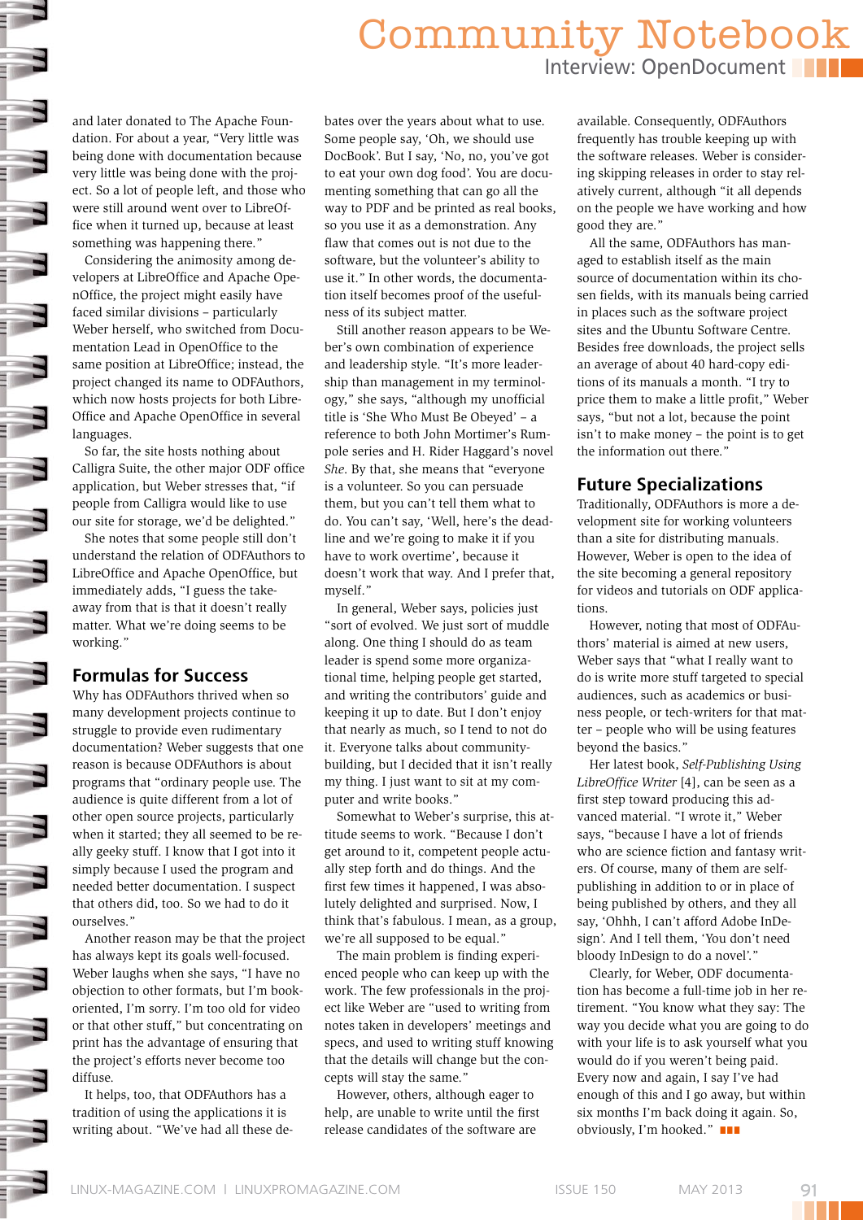and later donated to The Apache Foundation. For about a year, "Very little was being done with documentation because very little was being done with the project. So a lot of people left, and those who were still around went over to LibreOffice when it turned up, because at least something was happening there."

Considering the animosity among developers at LibreOffice and Apache OpenOffice, the project might easily have faced similar divisions – particularly Weber herself, who switched from Documentation Lead in OpenOffice to the same position at LibreOffice; instead, the project changed its name to ODFAuthors, which now hosts projects for both LibreOffice and Apache OpenOffice in several languages.

So far, the site hosts nothing about Calligra Suite, the other major ODF office application, but Weber stresses that, "if people from Calligra would like to use our site for storage, we'd be delighted."

She notes that some people still don't understand the relation of ODFAuthors to LibreOffice and Apache OpenOffice, but immediately adds, "I guess the takeaway from that is that it doesn't really matter. What we're doing seems to be working."

## Formulas for Success

Why has ODFAuthors thrived when so many development projects continue to struggle to provide even rudimentary documentation? Weber suggests that one reason is because ODFAuthors is about programs that "ordinary people use. The audience is quite different from a lot of other open source projects, particularly when it started; they all seemed to be really geeky stuff. I know that I got into it simply because I used the program and needed better documentation. I suspect that others did, too. So we had to do it ourselves."

Another reason may be that the project has always kept its goals well-focused. Weber laughs when she says, "I have no objection to other formats, but I'm book-oriented, I'm sorry. I'm too old for video or that other stuff," but concentrating on print has the advantage of ensuring that the project's efforts never become too diffuse.

It helps, too, that ODFAuthors has a tradition of using the applications it is writing about. "We've had all these debates over the years about what to use. Some people say, 'Oh, we should use DocBook'. But I say, 'No, no, you've got to eat your own dog food'. You are documenting something that can go all the way to PDF and be printed as real books, so you use it as a demonstration. Any flaw that comes out is not due to the software, but the volunteer's ability to use it." In other words, the documentation itself becomes proof of the usefulness of its subject matter.

Still another reason appears to be Weber's own combination of experience and leadership style. "It's more leadership than management in my terminology," she says, "although my unofficial title is 'She Who Must Be Obeyed' – a reference to both John Mortimer's Rumpole series and H. Rider Haggard's novel *She*. By that, she means that "everyone is a volunteer. So you can persuade them, but you can't tell them what to do. You can't say, 'Well, here's the deadline and we're going to make it if you have to work overtime', because it doesn't work that way. And I prefer that, myself."

In general, Weber says, policies just "sort of evolved. We just sort of muddle along. One thing I should do as team leader is spend some more organizational time, helping people get started, and writing the contributors' guide and keeping it up to date. But I don't enjoy that nearly as much, so I tend to not do it. Everyone talks about community-building, but I decided that it isn't really my thing. I just want to sit at my computer and write books."

Somewhat to Weber's surprise, this attitude seems to work. "Because I don't get around to it, competent people actually step forth and do things. And the first few times it happened, I was absolutely delighted and surprised. Now, I think that's fabulous. I mean, as a group, we're all supposed to be equal."

The main problem is finding experienced people who can keep up with the work. The few professionals in the project like Weber are "used to writing from notes taken in developers' meetings and specs, and used to writing stuff knowing that the details will change but the concepts will stay the same."

However, others, although eager to help, are unable to write until the first release candidates of the software are available. Consequently, ODFAuthors frequently has trouble keeping up with the software releases. Weber is considering skipping releases in order to stay relatively current, although "it all depends on the people we have working and how good they are."

All the same, ODFAuthors has managed to establish itself as the main source of documentation within its chosen fields, with its manuals being carried in places such as the software project sites and the Ubuntu Software Centre. Besides free downloads, the project sells an average of about 40 hard-copy editions of its manuals a month. "I try to price them to make a little profit," Weber says, "but not a lot, because the point isn't to make money – the point is to get the information out there."

## Future Specializations

Traditionally, ODFAuthors is more a development site for working volunteers than a site for distributing manuals. However, Weber is open to the idea of the site becoming a general repository for videos and tutorials on ODF applications.

However, noting that most of ODFAuthors' material is aimed at new users, Weber says that "what I really want to do is write more stuff targeted to special audiences, such as academics or business people, or tech-writers for that matter – people who will be using features beyond the basics."

Her latest book, *Self-Publishing Using LibreOffice Writer* [4], can be seen as a first step toward producing this advanced material. "I wrote it," Weber says, "because I have a lot of friends who are science fiction and fantasy writers. Of course, many of them are self-publishing in addition to or in place of being published by others, and they all say, 'Ohhh, I can't afford Adobe InDesign'. And I tell them, 'You don't need bloody InDesign to do a novel'."

Clearly, for Weber, ODF documentation has become a full-time job in her retirement. "You know what they say: The way you decide what you are going to do with your life is to ask yourself what you would do if you weren't being paid. Every now and again, I say I've had enough of this and I go away, but within six months I'm back doing it again. So, obviously, I'm hooked." ■■■